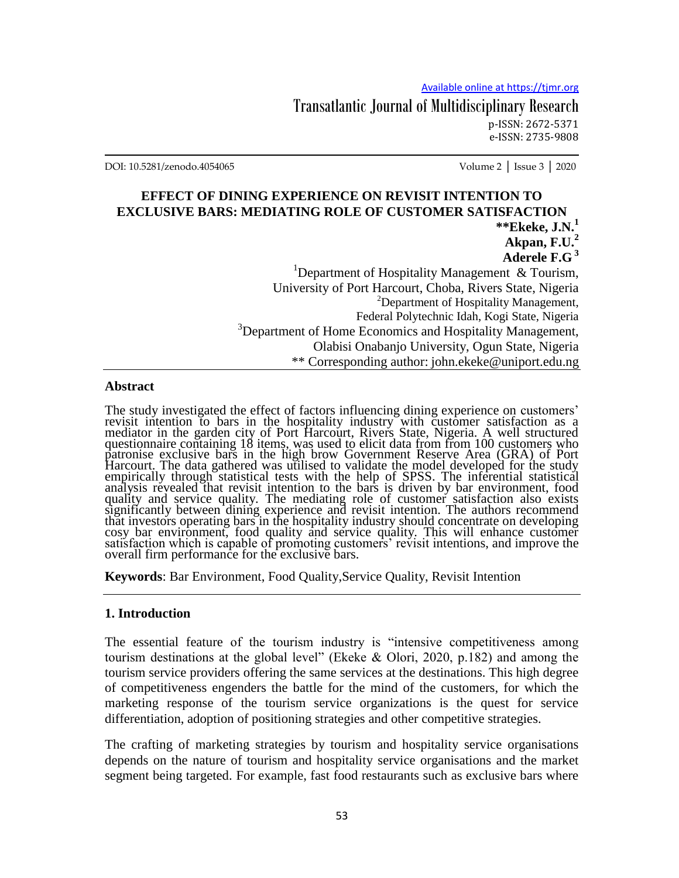Available online at https://tjmr.org

Transatlantic Journal of Multidisciplinary Research

p-ISSN: 2672-5371
e-ISSN: 2735-9808

DOI: 10.5281/zenodo.4054065

# EFFECT OF DINING EXPERIENCE ON REVISIT INTENTION TO EXCLUSIVE BARS: MEDIATING ROLE OF CUSTOMER SATISFACTION

**\*\*Ekeke, J.N.[1]**
**Akpan, F.U.[2]**
**Aderele F.G[3]**

[1]Department of Hospitality Management & Tourism, University of Port Harcourt, Choba, Rivers State, Nigeria
[2]Department of Hospitality Management, Federal Polytechnic Idah, Kogi State, Nigeria
[3]Department of Home Economics and Hospitality Management, Olabisi Onabanjo University, Ogun State, Nigeria
\*\* Corresponding author: john.ekeke@uniport.edu.ng

## Abstract

The study investigated the effect of factors influencing dining experience on customers' revisit intention to bars in the hospitality industry with customer satisfaction as a mediator in the garden city of Port Harcourt, Rivers State, Nigeria. A well structured questionnaire containing 18 items, was used to elicit data from from 100 customers who patronise exclusive bars in the high brow Government Reserve Area (GRA) of Port Harcourt. The data gathered was utilised to validate the model developed for the study empirically through statistical tests with the help of SPSS. The inferential statistical analysis revealed that revisit intention to the bars is driven by bar environment, food quality and service quality. The mediating role of customer satisfaction also exists significantly between dining experience and revisit intention. The authors recommend that investors operating bars in the hospitality industry should concentrate on developing cosy bar environment, food quality and service quality. This will enhance customer satisfaction which is capable of promoting customers' revisit intentions, and improve the overall firm performance for the exclusive bars.

**Keywords**: Bar Environment, Food Quality,Service Quality, Revisit Intention

## 1. Introduction

The essential feature of the tourism industry is "intensive competitiveness among tourism destinations at the global level" (Ekeke & Olori, 2020, p.182) and among the tourism service providers offering the same services at the destinations. This high degree of competitiveness engenders the battle for the mind of the customers, for which the marketing response of the tourism service organizations is the quest for service differentiation, adoption of positioning strategies and other competitive strategies.

The crafting of marketing strategies by tourism and hospitality service organisations depends on the nature of tourism and hospitality service organisations and the market segment being targeted. For example, fast food restaurants such as exclusive bars where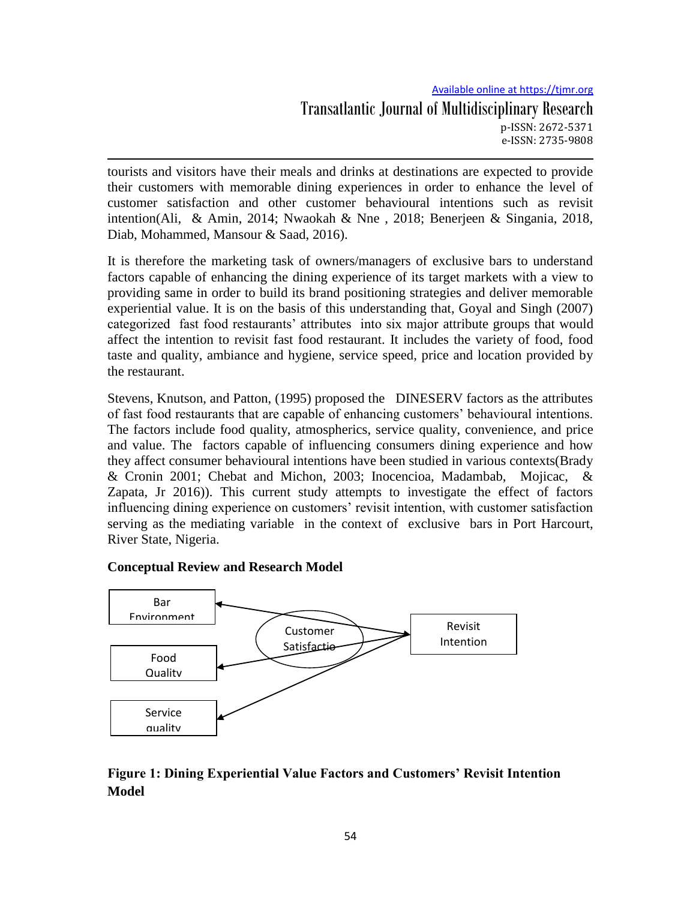tourists and visitors have their meals and drinks at destinations are expected to provide their customers with memorable dining experiences in order to enhance the level of customer satisfaction and other customer behavioural intentions such as revisit intention(Ali, & Amin, 2014; Nwaokah & Nne , 2018; Benerjeen & Singania, 2018, Diab, Mohammed, Mansour & Saad, 2016).

It is therefore the marketing task of owners/managers of exclusive bars to understand factors capable of enhancing the dining experience of its target markets with a view to providing same in order to build its brand positioning strategies and deliver memorable experiential value. It is on the basis of this understanding that, Goyal and Singh (2007) categorized fast food restaurants' attributes into six major attribute groups that would affect the intention to revisit fast food restaurant. It includes the variety of food, food taste and quality, ambiance and hygiene, service speed, price and location provided by the restaurant.

Stevens, Knutson, and Patton, (1995) proposed the DINESERV factors as the attributes of fast food restaurants that are capable of enhancing customers' behavioural intentions. The factors include food quality, atmospherics, service quality, convenience, and price and value. The factors capable of influencing consumers dining experience and how they affect consumer behavioural intentions have been studied in various contexts(Brady & Cronin 2001; Chebat and Michon, 2003; Inocencioa, Madambab, Mojicac, & Zapata, Jr 2016)). This current study attempts to investigate the effect of factors influencing dining experience on customers' revisit intention, with customer satisfaction serving as the mediating variable in the context of exclusive bars in Port Harcourt, River State, Nigeria.

**Conceptual Review and Research Model**

Bar Environment

Food Quality

Service quality

Customer Satisfactio

Revisit Intention

**Figure 1: Dining Experiential Value Factors and Customers' Revisit Intention Model**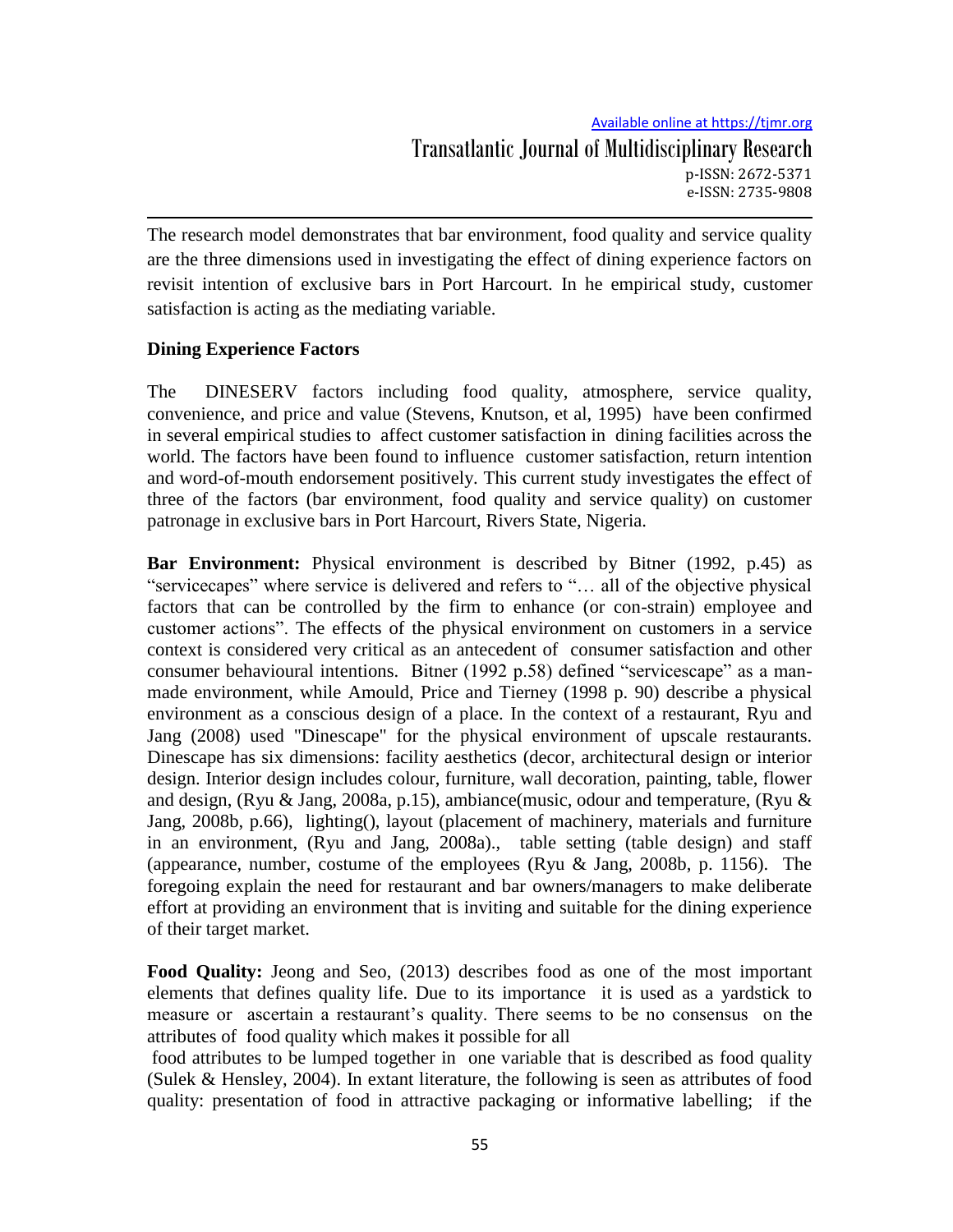The research model demonstrates that bar environment, food quality and service quality are the three dimensions used in investigating the effect of dining experience factors on revisit intention of exclusive bars in Port Harcourt. In he empirical study, customer satisfaction is acting as the mediating variable.

**Dining Experience Factors**

The DINESERV factors including food quality, atmosphere, service quality, convenience, and price and value (Stevens, Knutson, et al, 1995) have been confirmed in several empirical studies to affect customer satisfaction in dining facilities across the world. The factors have been found to influence customer satisfaction, return intention and word-of-mouth endorsement positively. This current study investigates the effect of three of the factors (bar environment, food quality and service quality) on customer patronage in exclusive bars in Port Harcourt, Rivers State, Nigeria.

**Bar Environment:** Physical environment is described by Bitner (1992, p.45) as "servicecapes" where service is delivered and refers to "… all of the objective physical factors that can be controlled by the firm to enhance (or con-strain) employee and customer actions". The effects of the physical environment on customers in a service context is considered very critical as an antecedent of consumer satisfaction and other consumer behavioural intentions. Bitner (1992 p.58) defined "servicescape" as a man-made environment, while Amould, Price and Tierney (1998 p. 90) describe a physical environment as a conscious design of a place. In the context of a restaurant, Ryu and Jang (2008) used "Dinescape" for the physical environment of upscale restaurants. Dinescape has six dimensions: facility aesthetics (decor, architectural design or interior design. Interior design includes colour, furniture, wall decoration, painting, table, flower and design, (Ryu & Jang, 2008a, p.15), ambiance(music, odour and temperature, (Ryu & Jang, 2008b, p.66), lighting(), layout (placement of machinery, materials and furniture in an environment, (Ryu and Jang, 2008a)., table setting (table design) and staff (appearance, number, costume of the employees (Ryu & Jang, 2008b, p. 1156). The foregoing explain the need for restaurant and bar owners/managers to make deliberate effort at providing an environment that is inviting and suitable for the dining experience of their target market.

**Food Quality:** Jeong and Seo, (2013) describes food as one of the most important elements that defines quality life. Due to its importance it is used as a yardstick to measure or ascertain a restaurant's quality. There seems to be no consensus on the attributes of food quality which makes it possible for all food attributes to be lumped together in one variable that is described as food quality (Sulek & Hensley, 2004). In extant literature, the following is seen as attributes of food quality: presentation of food in attractive packaging or informative labelling; if the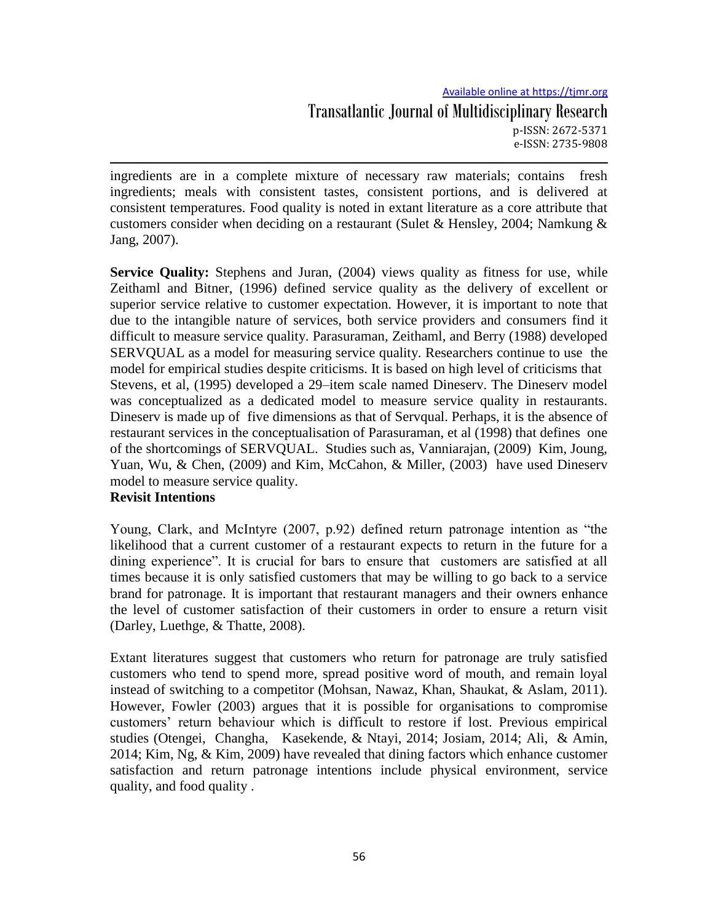ingredients are in a complete mixture of necessary raw materials; contains fresh ingredients; meals with consistent tastes, consistent portions, and is delivered at consistent temperatures. Food quality is noted in extant literature as a core attribute that customers consider when deciding on a restaurant (Sulet & Hensley, 2004; Namkung & Jang, 2007).

**Service Quality:** Stephens and Juran, (2004) views quality as fitness for use, while Zeithaml and Bitner, (1996) defined service quality as the delivery of excellent or superior service relative to customer expectation. However, it is important to note that due to the intangible nature of services, both service providers and consumers find it difficult to measure service quality. Parasuraman, Zeithaml, and Berry (1988) developed SERVQUAL as a model for measuring service quality. Researchers continue to use the model for empirical studies despite criticisms. It is based on high level of criticisms that Stevens, et al, (1995) developed a 29–item scale named Dineserv. The Dineserv model was conceptualized as a dedicated model to measure service quality in restaurants. Dineserv is made up of five dimensions as that of Servqual. Perhaps, it is the absence of restaurant services in the conceptualisation of Parasuraman, et al (1998) that defines one of the shortcomings of SERVQUAL. Studies such as, Vanniarajan, (2009) Kim, Joung, Yuan, Wu, & Chen, (2009) and Kim, McCahon, & Miller, (2003) have used Dineserv model to measure service quality.

**Revisit Intentions**

Young, Clark, and McIntyre (2007, p.92) defined return patronage intention as "the likelihood that a current customer of a restaurant expects to return in the future for a dining experience". It is crucial for bars to ensure that customers are satisfied at all times because it is only satisfied customers that may be willing to go back to a service brand for patronage. It is important that restaurant managers and their owners enhance the level of customer satisfaction of their customers in order to ensure a return visit (Darley, Luethge, & Thatte, 2008).

Extant literatures suggest that customers who return for patronage are truly satisfied customers who tend to spend more, spread positive word of mouth, and remain loyal instead of switching to a competitor (Mohsan, Nawaz, Khan, Shaukat, & Aslam, 2011). However, Fowler (2003) argues that it is possible for organisations to compromise customers' return behaviour which is difficult to restore if lost. Previous empirical studies (Otengei, Changha, Kasekende, & Ntayi, 2014; Josiam, 2014; Ali, & Amin, 2014; Kim, Ng, & Kim, 2009) have revealed that dining factors which enhance customer satisfaction and return patronage intentions include physical environment, service quality, and food quality .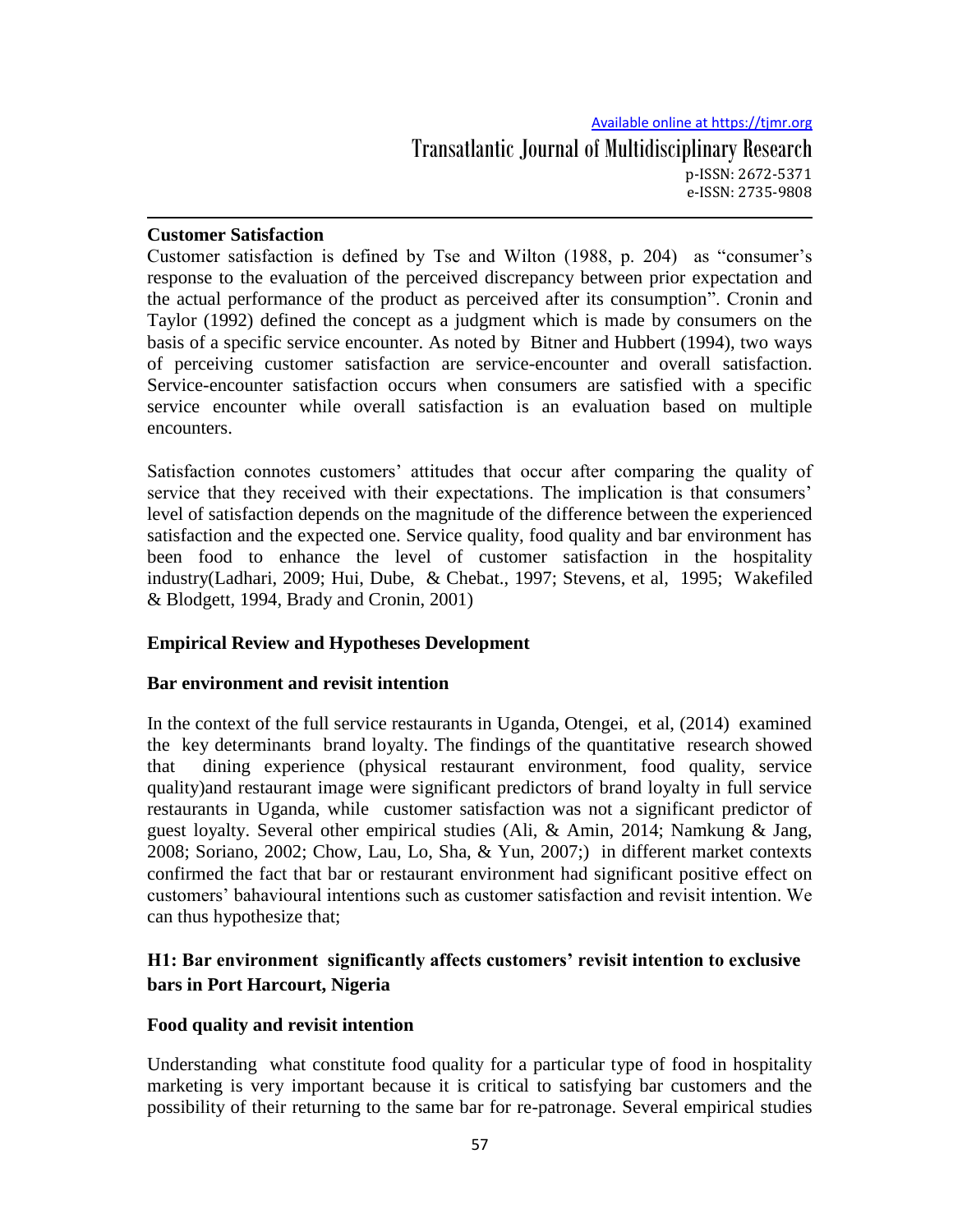## Customer Satisfaction

Customer satisfaction is defined by Tse and Wilton (1988, p. 204) as "consumer's response to the evaluation of the perceived discrepancy between prior expectation and the actual performance of the product as perceived after its consumption". Cronin and Taylor (1992) defined the concept as a judgment which is made by consumers on the basis of a specific service encounter. As noted by Bitner and Hubbert (1994), two ways of perceiving customer satisfaction are service-encounter and overall satisfaction. Service-encounter satisfaction occurs when consumers are satisfied with a specific service encounter while overall satisfaction is an evaluation based on multiple encounters.

Satisfaction connotes customers' attitudes that occur after comparing the quality of service that they received with their expectations. The implication is that consumers' level of satisfaction depends on the magnitude of the difference between the experienced satisfaction and the expected one. Service quality, food quality and bar environment has been food to enhance the level of customer satisfaction in the hospitality industry(Ladhari, 2009; Hui, Dube, & Chebat., 1997; Stevens, et al, 1995; Wakefiled & Blodgett, 1994, Brady and Cronin, 2001)

## Empirical Review and Hypotheses Development

### Bar environment and revisit intention

In the context of the full service restaurants in Uganda, Otengei, et al, (2014) examined the key determinants brand loyalty. The findings of the quantitative research showed that dining experience (physical restaurant environment, food quality, service quality)and restaurant image were significant predictors of brand loyalty in full service restaurants in Uganda, while customer satisfaction was not a significant predictor of guest loyalty. Several other empirical studies (Ali, & Amin, 2014; Namkung & Jang, 2008; Soriano, 2002; Chow, Lau, Lo, Sha, & Yun, 2007;) in different market contexts confirmed the fact that bar or restaurant environment had significant positive effect on customers' bahavioural intentions such as customer satisfaction and revisit intention. We can thus hypothesize that;

**H1: Bar environment significantly affects customers' revisit intention to exclusive bars in Port Harcourt, Nigeria**

### Food quality and revisit intention

Understanding what constitute food quality for a particular type of food in hospitality marketing is very important because it is critical to satisfying bar customers and the possibility of their returning to the same bar for re-patronage. Several empirical studies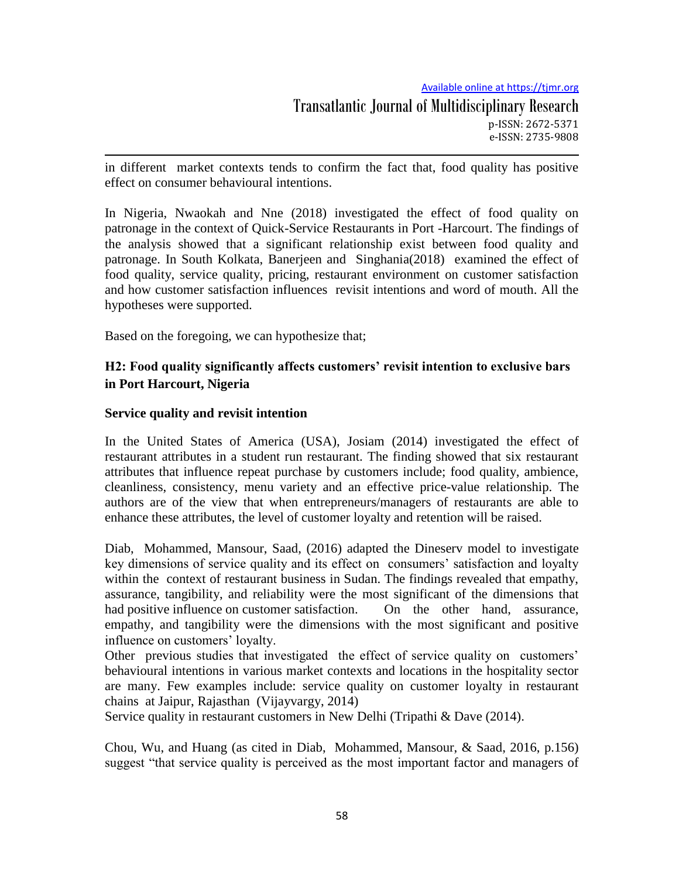in different market contexts tends to confirm the fact that, food quality has positive effect on consumer behavioural intentions.

In Nigeria, Nwaokah and Nne (2018) investigated the effect of food quality on patronage in the context of Quick-Service Restaurants in Port -Harcourt. The findings of the analysis showed that a significant relationship exist between food quality and patronage. In South Kolkata, Banerjeen and Singhania(2018) examined the effect of food quality, service quality, pricing, restaurant environment on customer satisfaction and how customer satisfaction influences revisit intentions and word of mouth. All the hypotheses were supported.

Based on the foregoing, we can hypothesize that;

**H2: Food quality significantly affects customers' revisit intention to exclusive bars in Port Harcourt, Nigeria**

### Service quality and revisit intention

In the United States of America (USA), Josiam (2014) investigated the effect of restaurant attributes in a student run restaurant. The finding showed that six restaurant attributes that influence repeat purchase by customers include; food quality, ambience, cleanliness, consistency, menu variety and an effective price-value relationship. The authors are of the view that when entrepreneurs/managers of restaurants are able to enhance these attributes, the level of customer loyalty and retention will be raised.

Diab, Mohammed, Mansour, Saad, (2016) adapted the Dineserv model to investigate key dimensions of service quality and its effect on consumers' satisfaction and loyalty within the context of restaurant business in Sudan. The findings revealed that empathy, assurance, tangibility, and reliability were the most significant of the dimensions that had positive influence on customer satisfaction. On the other hand, assurance, empathy, and tangibility were the dimensions with the most significant and positive influence on customers' loyalty.
Other previous studies that investigated the effect of service quality on customers' behavioural intentions in various market contexts and locations in the hospitality sector are many. Few examples include: service quality on customer loyalty in restaurant chains at Jaipur, Rajasthan (Vijayvargy, 2014)
Service quality in restaurant customers in New Delhi (Tripathi & Dave (2014).

Chou, Wu, and Huang (as cited in Diab, Mohammed, Mansour, & Saad, 2016, p.156) suggest "that service quality is perceived as the most important factor and managers of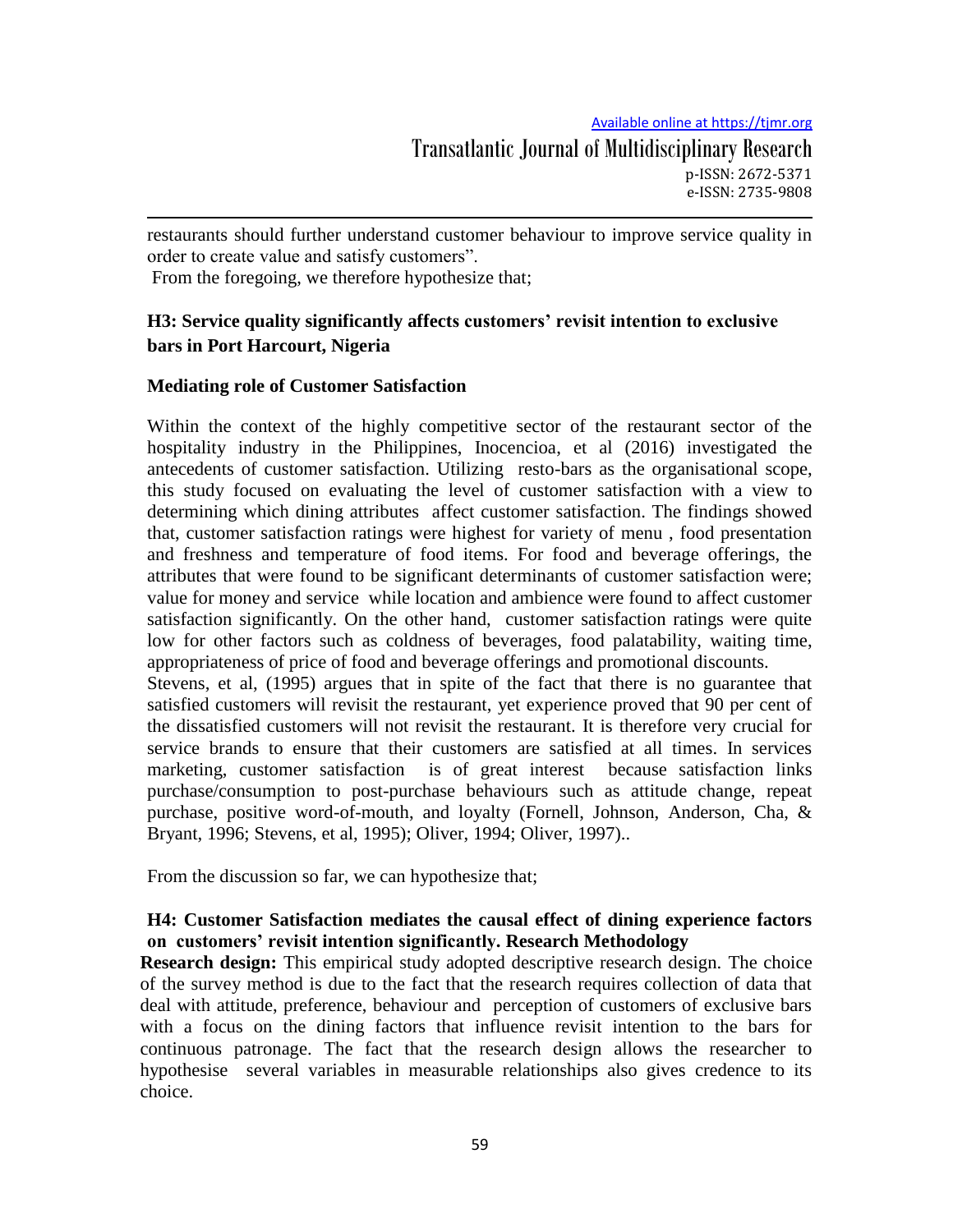restaurants should further understand customer behaviour to improve service quality in order to create value and satisfy customers".

From the foregoing, we therefore hypothesize that;

**H3: Service quality significantly affects customers' revisit intention to exclusive bars in Port Harcourt, Nigeria**

**Mediating role of Customer Satisfaction**

Within the context of the highly competitive sector of the restaurant sector of the hospitality industry in the Philippines, Inocencioa, et al (2016) investigated the antecedents of customer satisfaction. Utilizing resto-bars as the organisational scope, this study focused on evaluating the level of customer satisfaction with a view to determining which dining attributes affect customer satisfaction. The findings showed that, customer satisfaction ratings were highest for variety of menu , food presentation and freshness and temperature of food items. For food and beverage offerings, the attributes that were found to be significant determinants of customer satisfaction were; value for money and service while location and ambience were found to affect customer satisfaction significantly. On the other hand, customer satisfaction ratings were quite low for other factors such as coldness of beverages, food palatability, waiting time, appropriateness of price of food and beverage offerings and promotional discounts.

Stevens, et al, (1995) argues that in spite of the fact that there is no guarantee that satisfied customers will revisit the restaurant, yet experience proved that 90 per cent of the dissatisfied customers will not revisit the restaurant. It is therefore very crucial for service brands to ensure that their customers are satisfied at all times. In services marketing, customer satisfaction is of great interest because satisfaction links purchase/consumption to post-purchase behaviours such as attitude change, repeat purchase, positive word-of-mouth, and loyalty (Fornell, Johnson, Anderson, Cha, & Bryant, 1996; Stevens, et al, 1995); Oliver, 1994; Oliver, 1997)..

From the discussion so far, we can hypothesize that;

**H4: Customer Satisfaction mediates the causal effect of dining experience factors on customers' revisit intention significantly. Research Methodology**

**Research design:** This empirical study adopted descriptive research design. The choice of the survey method is due to the fact that the research requires collection of data that deal with attitude, preference, behaviour and perception of customers of exclusive bars with a focus on the dining factors that influence revisit intention to the bars for continuous patronage. The fact that the research design allows the researcher to hypothesise several variables in measurable relationships also gives credence to its choice.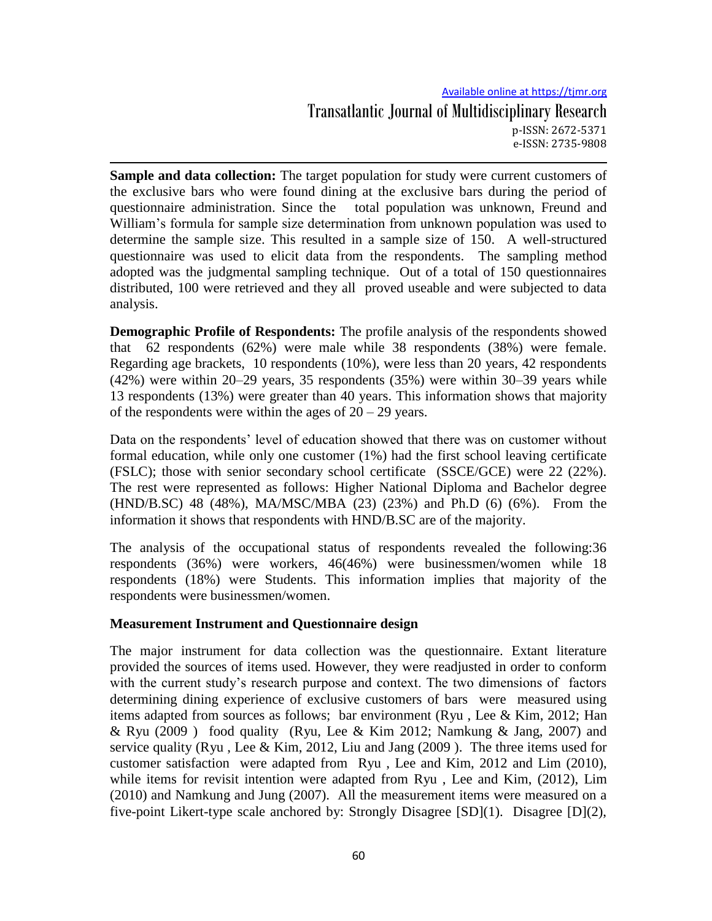**Sample and data collection:** The target population for study were current customers of the exclusive bars who were found dining at the exclusive bars during the period of questionnaire administration. Since the total population was unknown, Freund and William's formula for sample size determination from unknown population was used to determine the sample size. This resulted in a sample size of 150. A well-structured questionnaire was used to elicit data from the respondents. The sampling method adopted was the judgmental sampling technique. Out of a total of 150 questionnaires distributed, 100 were retrieved and they all proved useable and were subjected to data analysis.

**Demographic Profile of Respondents:** The profile analysis of the respondents showed that 62 respondents (62%) were male while 38 respondents (38%) were female. Regarding age brackets, 10 respondents (10%), were less than 20 years, 42 respondents (42%) were within 20–29 years, 35 respondents (35%) were within 30–39 years while 13 respondents (13%) were greater than 40 years. This information shows that majority of the respondents were within the ages of 20 – 29 years.

Data on the respondents' level of education showed that there was on customer without formal education, while only one customer (1%) had the first school leaving certificate (FSLC); those with senior secondary school certificate (SSCE/GCE) were 22 (22%). The rest were represented as follows: Higher National Diploma and Bachelor degree (HND/B.SC) 48 (48%), MA/MSC/MBA (23) (23%) and Ph.D (6) (6%). From the information it shows that respondents with HND/B.SC are of the majority.

The analysis of the occupational status of respondents revealed the following:36 respondents (36%) were workers, 46(46%) were businessmen/women while 18 respondents (18%) were Students. This information implies that majority of the respondents were businessmen/women.

### Measurement Instrument and Questionnaire design

The major instrument for data collection was the questionnaire. Extant literature provided the sources of items used. However, they were readjusted in order to conform with the current study's research purpose and context. The two dimensions of factors determining dining experience of exclusive customers of bars were measured using items adapted from sources as follows; bar environment (Ryu , Lee & Kim, 2012; Han & Ryu (2009 ) food quality (Ryu, Lee & Kim 2012; Namkung & Jang, 2007) and service quality (Ryu , Lee & Kim, 2012, Liu and Jang (2009 ). The three items used for customer satisfaction were adapted from Ryu , Lee and Kim, 2012 and Lim (2010), while items for revisit intention were adapted from Ryu , Lee and Kim, (2012), Lim (2010) and Namkung and Jung (2007). All the measurement items were measured on a five-point Likert-type scale anchored by: Strongly Disagree [SD](1). Disagree [D](2),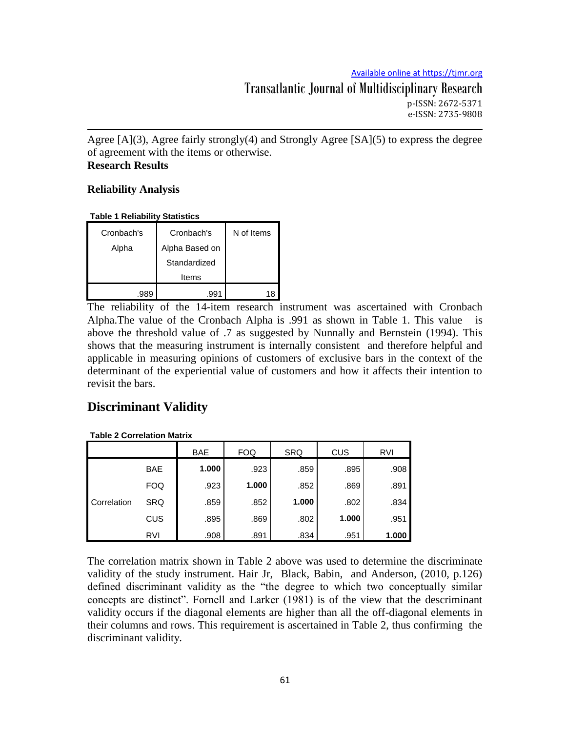Agree [A](3), Agree fairly strongly(4) and Strongly Agree [SA](5) to express the degree of agreement with the items or otherwise.

**Research Results**

**Reliability Analysis**

**Table 1 Reliability Statistics**

| Cronbach's Alpha | Cronbach's Alpha Based on Standardized Items | N of Items |
|---|---|---|
| .989 | .991 | 18 |

The reliability of the 14-item research instrument was ascertained with Cronbach Alpha.The value of the Cronbach Alpha is .991 as shown in Table 1. This value is above the threshold value of .7 as suggested by Nunnally and Bernstein (1994). This shows that the measuring instrument is internally consistent and therefore helpful and applicable in measuring opinions of customers of exclusive bars in the context of the determinant of the experiential value of customers and how it affects their intention to revisit the bars.

## Discriminant Validity

**Table 2 Correlation Matrix**

| | | BAE | FOQ | SRQ | CUS | RVI |
|---|---|---|---|---|---|---|
| Correlation | BAE | **1.000** | .923 | .859 | .895 | .908 |
| | FOQ | .923 | **1.000** | .852 | .869 | .891 |
| | SRQ | .859 | .852 | **1.000** | .802 | .834 |
| | CUS | .895 | .869 | .802 | **1.000** | .951 |
| | RVI | .908 | .891 | .834 | .951 | **1.000** |

The correlation matrix shown in Table 2 above was used to determine the discriminate validity of the study instrument. Hair Jr, Black, Babin, and Anderson, (2010, p.126) defined discriminant validity as the "the degree to which two conceptually similar concepts are distinct". Fornell and Larker (1981) is of the view that the descriminant validity occurs if the diagonal elements are higher than all the off-diagonal elements in their columns and rows. This requirement is ascertained in Table 2, thus confirming the discriminant validity.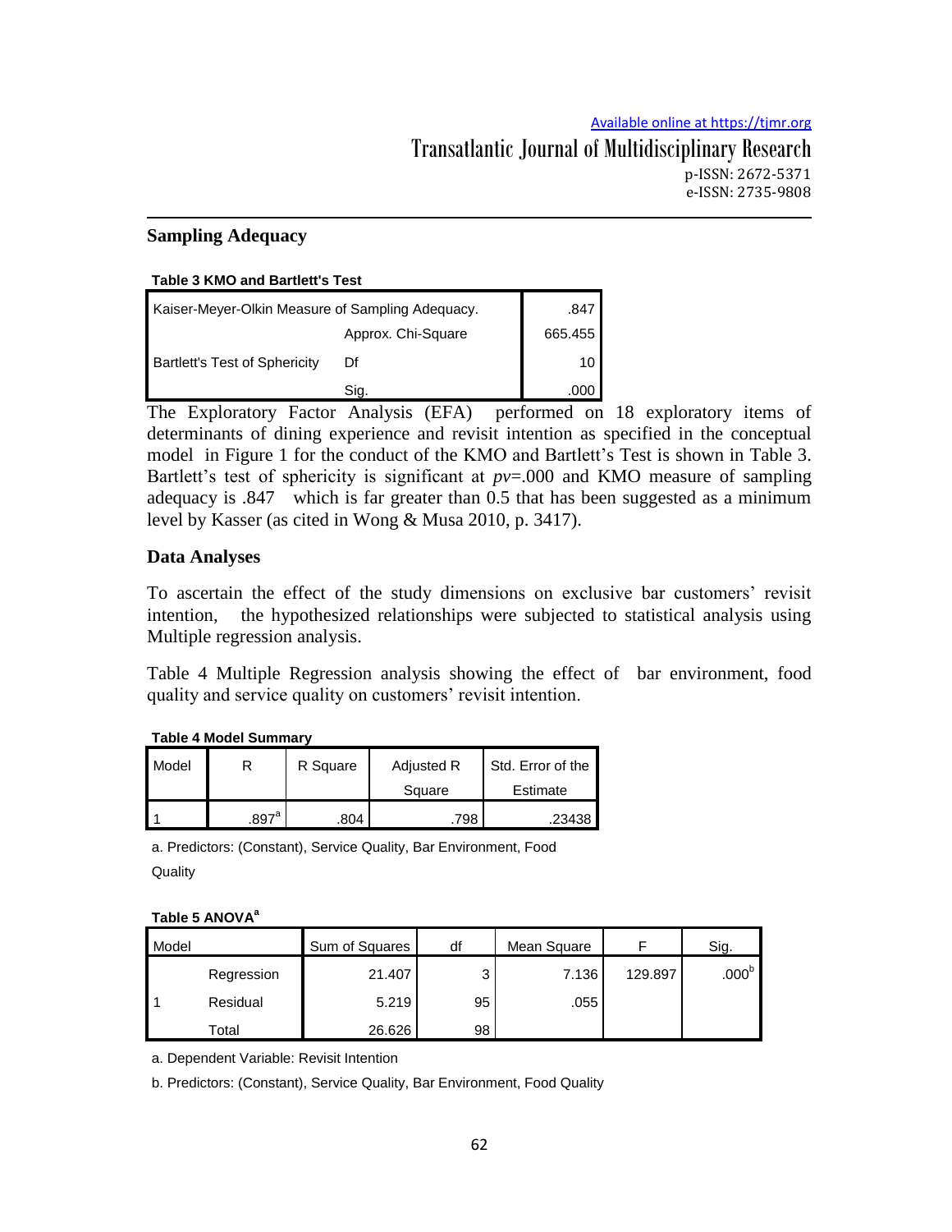## Sampling Adequacy

**Table 3 KMO and Bartlett's Test**

| | | |
|---|---|---|
| Kaiser-Meyer-Olkin Measure of Sampling Adequacy. | | .847 |
| Bartlett's Test of Sphericity | Approx. Chi-Square | 665.455 |
| | Df | 10 |
| | Sig. | .000 |

The Exploratory Factor Analysis (EFA) performed on 18 exploratory items of determinants of dining experience and revisit intention as specified in the conceptual model in Figure 1 for the conduct of the KMO and Bartlett's Test is shown in Table 3. Bartlett's test of sphericity is significant at *pv*=.000 and KMO measure of sampling adequacy is .847 which is far greater than 0.5 that has been suggested as a minimum level by Kasser (as cited in Wong & Musa 2010, p. 3417).

## Data Analyses

To ascertain the effect of the study dimensions on exclusive bar customers' revisit intention, the hypothesized relationships were subjected to statistical analysis using Multiple regression analysis.

Table 4 Multiple Regression analysis showing the effect of bar environment, food quality and service quality on customers' revisit intention.

**Table 4 Model Summary**

| Model | R | R Square | Adjusted R Square | Std. Error of the Estimate |
|---|---|---|---|---|
| 1 | .897[a] | .804 | .798 | .23438 |

a. Predictors: (Constant), Service Quality, Bar Environment, Food Quality

**Table 5 ANOVA[a]**

| Model | | Sum of Squares | df | Mean Square | F | Sig. |
|---|---|---|---|---|---|---|
| 1 | Regression | 21.407 | 3 | 7.136 | 129.897 | .000[b] |
| | Residual | 5.219 | 95 | .055 | | |
| | Total | 26.626 | 98 | | | |

a. Dependent Variable: Revisit Intention

b. Predictors: (Constant), Service Quality, Bar Environment, Food Quality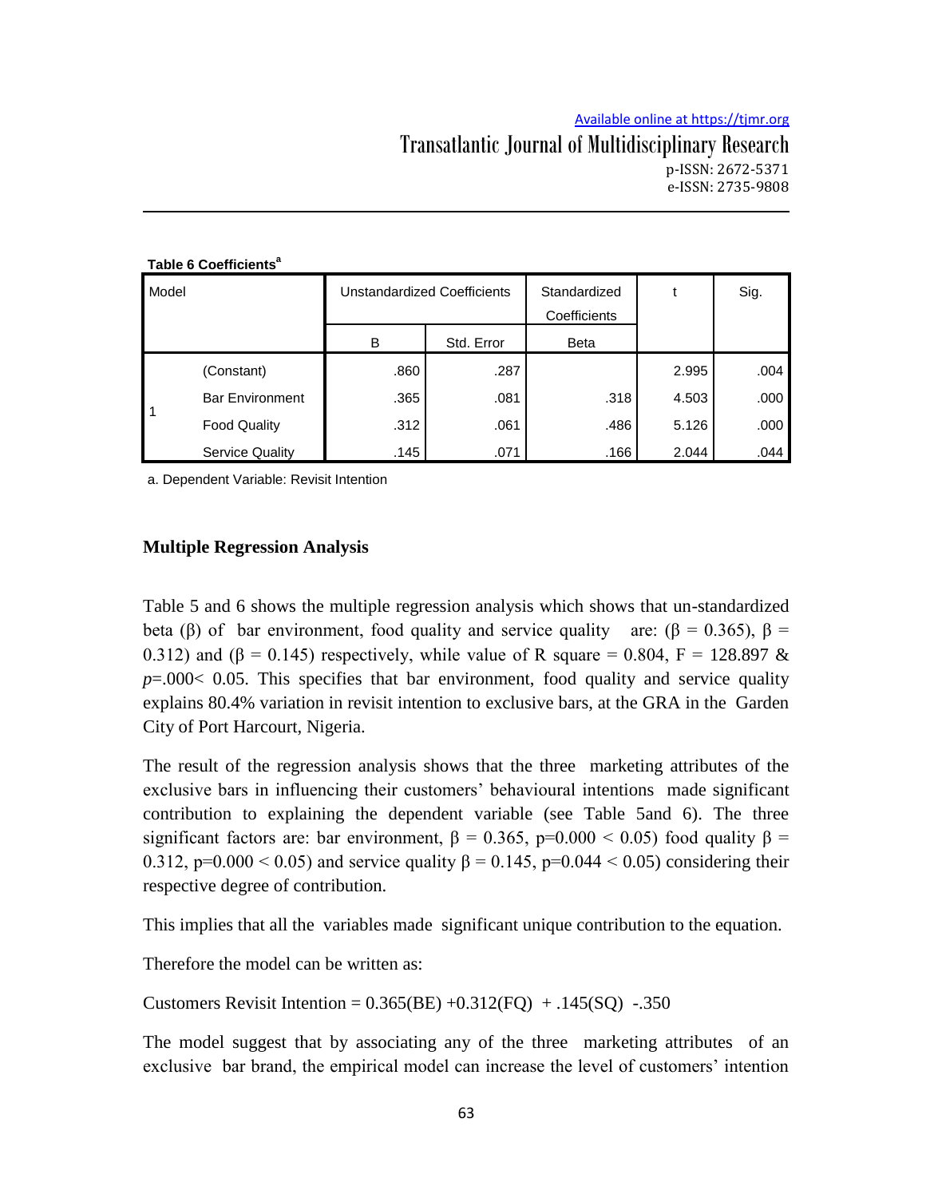**Table 6 Coefficients[a]**

| Model | | Unstandardized Coefficients | | Standardized Coefficients | t | Sig. |
|---|---|---|---|---|---|---|
| | | B | Std. Error | Beta | | |
| 1 | (Constant) | .860 | .287 | | 2.995 | .004 |
| | Bar Environment | .365 | .081 | .318 | 4.503 | .000 |
| | Food Quality | .312 | .061 | .486 | 5.126 | .000 |
| | Service Quality | .145 | .071 | .166 | 2.044 | .044 |

a. Dependent Variable: Revisit Intention

**Multiple Regression Analysis**

Table 5 and 6 shows the multiple regression analysis which shows that un-standardized beta (β) of bar environment, food quality and service quality are: ($\beta = 0.365$), $\beta = 0.312$) and ($\beta = 0.145$) respectively, while value of R square = 0.804, F = 128.897 & *p*=.000< 0.05. This specifies that bar environment, food quality and service quality explains 80.4% variation in revisit intention to exclusive bars, at the GRA in the Garden City of Port Harcourt, Nigeria.

The result of the regression analysis shows that the three marketing attributes of the exclusive bars in influencing their customers' behavioural intentions made significant contribution to explaining the dependent variable (see Table 5and 6). The three significant factors are: bar environment, $\beta = 0.365$, $p=0.000 < 0.05$) food quality $\beta = 0.312$, $p=0.000 < 0.05$) and service quality $\beta = 0.145$, $p=0.044 < 0.05$) considering their respective degree of contribution.

This implies that all the variables made significant unique contribution to the equation.

Therefore the model can be written as:

Customers Revisit Intention = 0.365(BE) +0.312(FQ) + .145(SQ) -.350

The model suggest that by associating any of the three marketing attributes of an exclusive bar brand, the empirical model can increase the level of customers' intention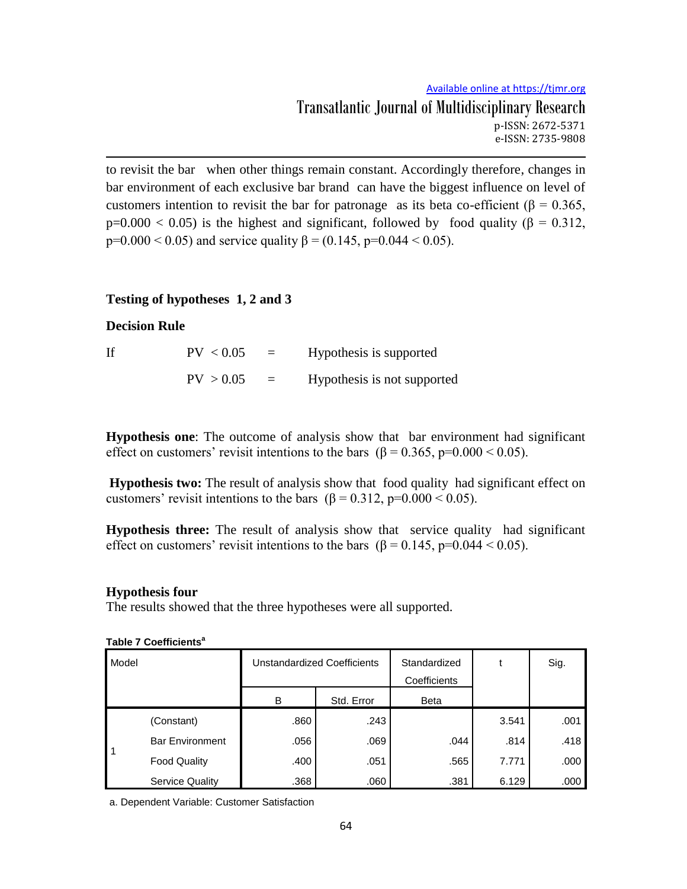to revisit the bar when other things remain constant. Accordingly therefore, changes in bar environment of each exclusive bar brand can have the biggest influence on level of customers intention to revisit the bar for patronage as its beta co-efficient ($\beta = 0.365$, $p=0.000 < 0.05$) is the highest and significant, followed by food quality ($\beta = 0.312$, $p=0.000 < 0.05$) and service quality $\beta = (0.145, p=0.044 < 0.05)$.

**Testing of hypotheses 1, 2 and 3**

**Decision Rule**

| If | | | |
|---|---|---|---|
| | PV < 0.05 | = | Hypothesis is supported |
| | PV > 0.05 | = | Hypothesis is not supported |

**Hypothesis one**: The outcome of analysis show that bar environment had significant effect on customers' revisit intentions to the bars ($\beta = 0.365$, $p=0.000 < 0.05$).

**Hypothesis two:** The result of analysis show that food quality had significant effect on customers' revisit intentions to the bars ($\beta = 0.312$, $p=0.000 < 0.05$).

**Hypothesis three:** The result of analysis show that service quality had significant effect on customers' revisit intentions to the bars ($\beta = 0.145$, $p=0.044 < 0.05$).

**Hypothesis four**

The results showed that the three hypotheses were all supported.

**Table 7 Coefficients[a]**

| Model | | Unstandardized Coefficients | | Standardized Coefficients | t | Sig. |
|---|---|---|---|---|---|---|
| | | B | Std. Error | Beta | | |
| 1 | (Constant) | .860 | .243 | | 3.541 | .001 |
| | Bar Environment | .056 | .069 | .044 | .814 | .418 |
| | Food Quality | .400 | .051 | .565 | 7.771 | .000 |
| | Service Quality | .368 | .060 | .381 | 6.129 | .000 |

a. Dependent Variable: Customer Satisfaction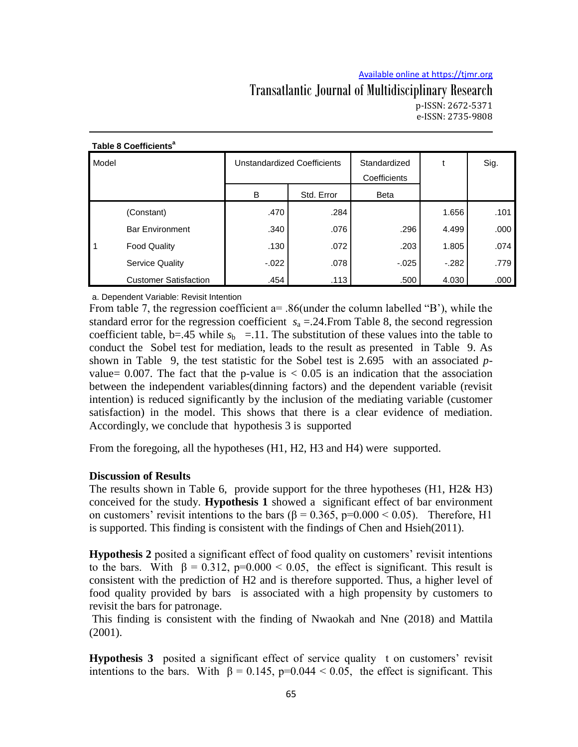**Table 8 Coefficients[a]**

| Model | | Unstandardized Coefficients | | Standardized Coefficients | t | Sig. |
|---|---|---|---|---|---|---|
| | | B | Std. Error | Beta | | |
| 1 | (Constant) | .470 | .284 | | 1.656 | .101 |
| | Bar Environment | .340 | .076 | .296 | 4.499 | .000 |
| | Food Quality | .130 | .072 | .203 | 1.805 | .074 |
| | Service Quality | -.022 | .078 | -.025 | -.282 | .779 |
| | Customer Satisfaction | .454 | .113 | .500 | 4.030 | .000 |

a. Dependent Variable: Revisit Intention

From table 7, the regression coefficient a= .86(under the column labelled "B'), while the standard error for the regression coefficient $s_a$ =.24.From Table 8, the second regression coefficient table, b=.45 while $s_b$ =.11. The substitution of these values into the table to conduct the Sobel test for mediation, leads to the result as presented in Table 9. As shown in Table 9, the test statistic for the Sobel test is 2.695 with an associated *p*-value= 0.007. The fact that the p-value is < 0.05 is an indication that the association between the independent variables(dinning factors) and the dependent variable (revisit intention) is reduced significantly by the inclusion of the mediating variable (customer satisfaction) in the model. This shows that there is a clear evidence of mediation. Accordingly, we conclude that hypothesis 3 is supported

From the foregoing, all the hypotheses (H1, H2, H3 and H4) were supported.

**Discussion of Results**

The results shown in Table 6, provide support for the three hypotheses (H1, H2& H3) conceived for the study. **Hypothesis 1** showed a significant effect of bar environment on customers' revisit intentions to the bars ($\beta = 0.365$, $p=0.000 < 0.05$). Therefore, H1 is supported. This finding is consistent with the findings of Chen and Hsieh(2011).

**Hypothesis 2** posited a significant effect of food quality on customers' revisit intentions to the bars. With $\beta = 0.312$, $p=0.000 < 0.05$, the effect is significant. This result is consistent with the prediction of H2 and is therefore supported. Thus, a higher level of food quality provided by bars is associated with a high propensity by customers to revisit the bars for patronage.

This finding is consistent with the finding of Nwaokah and Nne (2018) and Mattila (2001).

**Hypothesis 3** posited a significant effect of service quality t on customers' revisit intentions to the bars. With $\beta = 0.145$, $p=0.044 < 0.05$, the effect is significant. This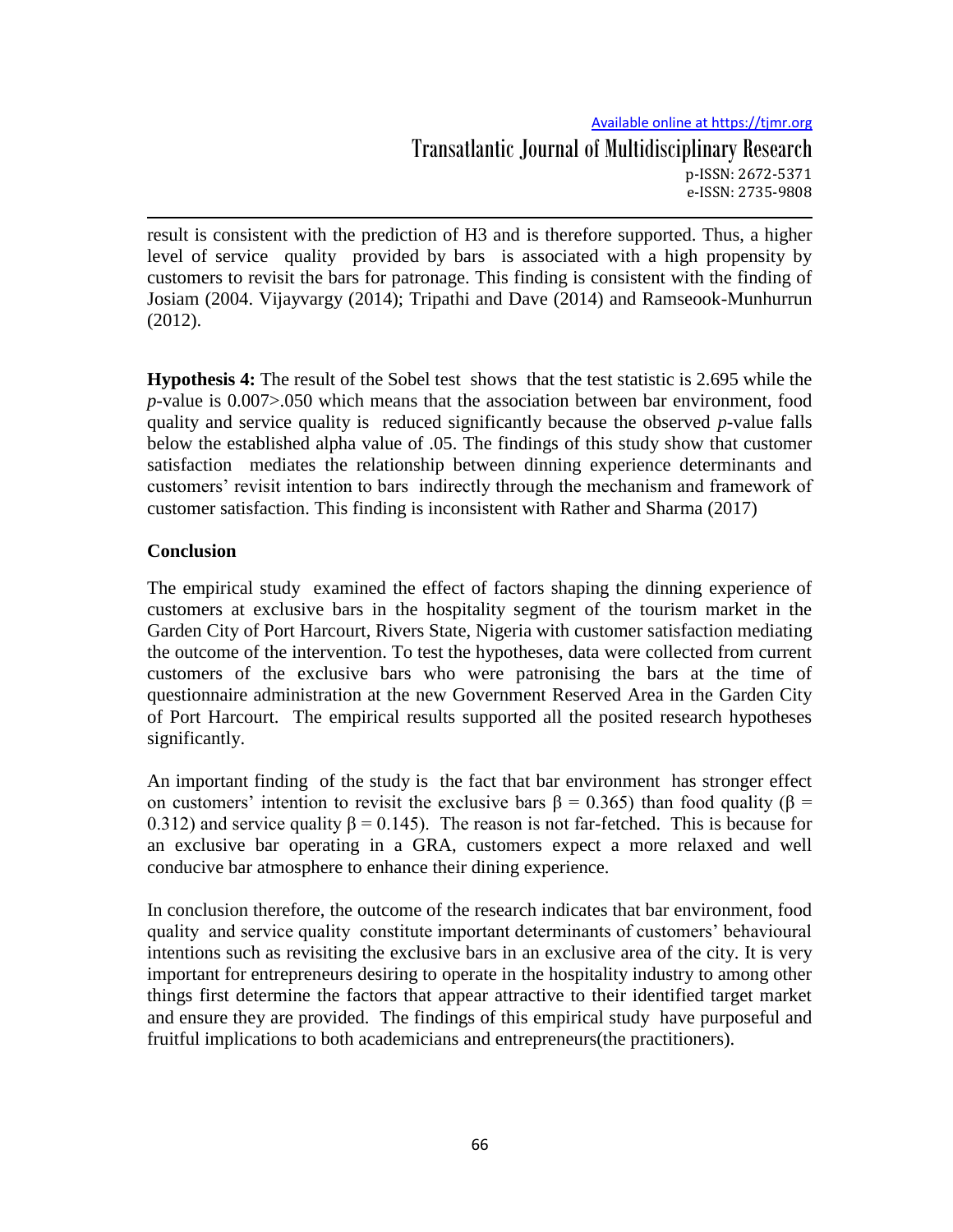result is consistent with the prediction of H3 and is therefore supported. Thus, a higher level of service quality provided by bars is associated with a high propensity by customers to revisit the bars for patronage. This finding is consistent with the finding of Josiam (2004. Vijayvargy (2014); Tripathi and Dave (2014) and Ramseook-Munhurrun (2012).

**Hypothesis 4:** The result of the Sobel test shows that the test statistic is 2.695 while the *p*-value is 0.007>.050 which means that the association between bar environment, food quality and service quality is reduced significantly because the observed *p*-value falls below the established alpha value of .05. The findings of this study show that customer satisfaction mediates the relationship between dinning experience determinants and customers' revisit intention to bars indirectly through the mechanism and framework of customer satisfaction. This finding is inconsistent with Rather and Sharma (2017)

## Conclusion

The empirical study examined the effect of factors shaping the dinning experience of customers at exclusive bars in the hospitality segment of the tourism market in the Garden City of Port Harcourt, Rivers State, Nigeria with customer satisfaction mediating the outcome of the intervention. To test the hypotheses, data were collected from current customers of the exclusive bars who were patronising the bars at the time of questionnaire administration at the new Government Reserved Area in the Garden City of Port Harcourt. The empirical results supported all the posited research hypotheses significantly.

An important finding of the study is the fact that bar environment has stronger effect on customers' intention to revisit the exclusive bars $\beta = 0.365$) than food quality ($\beta = 0.312$) and service quality $\beta = 0.145$). The reason is not far-fetched. This is because for an exclusive bar operating in a GRA, customers expect a more relaxed and well conducive bar atmosphere to enhance their dining experience.

In conclusion therefore, the outcome of the research indicates that bar environment, food quality and service quality constitute important determinants of customers' behavioural intentions such as revisiting the exclusive bars in an exclusive area of the city. It is very important for entrepreneurs desiring to operate in the hospitality industry to among other things first determine the factors that appear attractive to their identified target market and ensure they are provided. The findings of this empirical study have purposeful and fruitful implications to both academicians and entrepreneurs(the practitioners).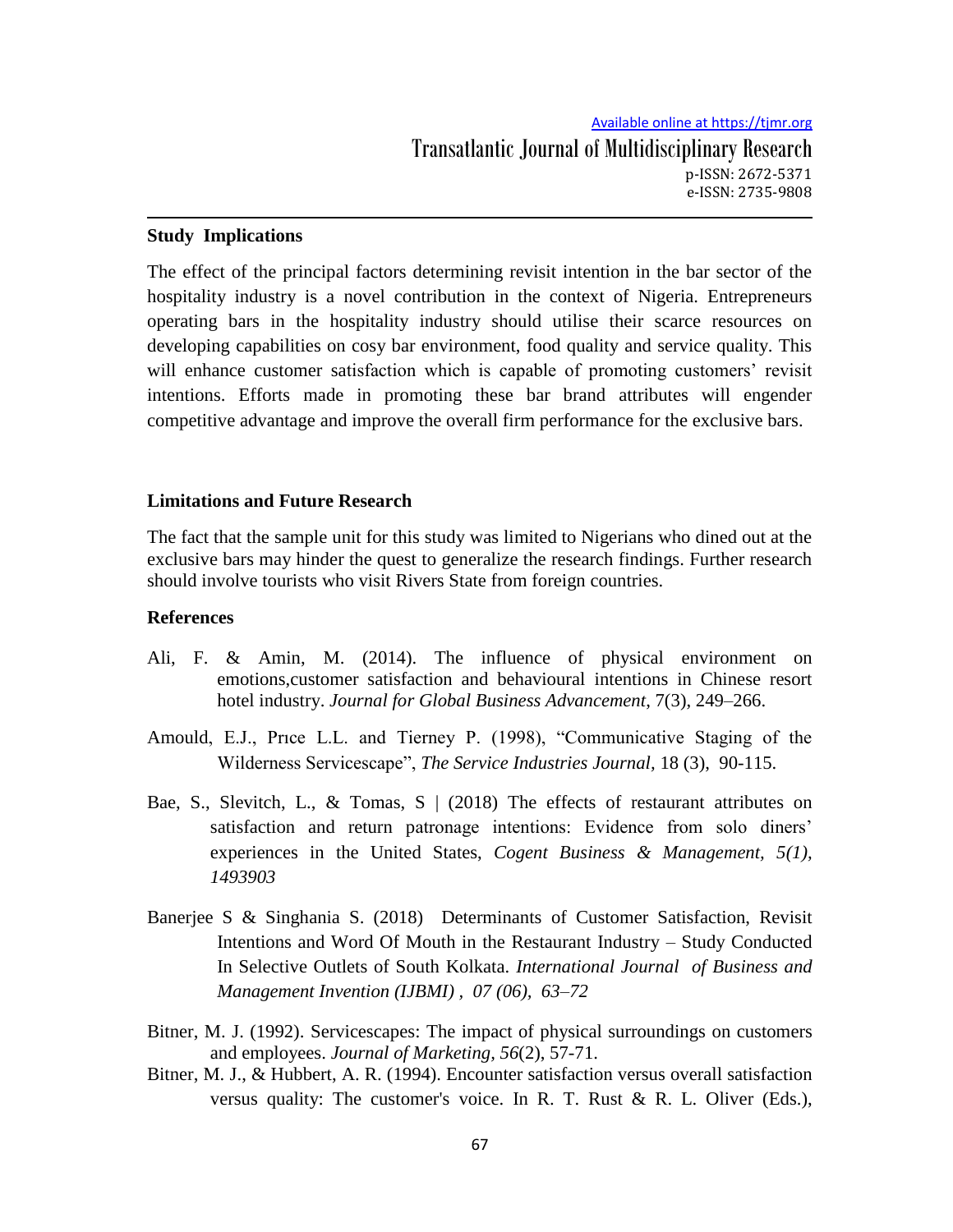### Study Implications

The effect of the principal factors determining revisit intention in the bar sector of the hospitality industry is a novel contribution in the context of Nigeria. Entrepreneurs operating bars in the hospitality industry should utilise their scarce resources on developing capabilities on cosy bar environment, food quality and service quality. This will enhance customer satisfaction which is capable of promoting customers' revisit intentions. Efforts made in promoting these bar brand attributes will engender competitive advantage and improve the overall firm performance for the exclusive bars.

### Limitations and Future Research

The fact that the sample unit for this study was limited to Nigerians who dined out at the exclusive bars may hinder the quest to generalize the research findings. Further research should involve tourists who visit Rivers State from foreign countries.

### References

Ali, F. & Amin, M. (2014). The influence of physical environment on emotions,customer satisfaction and behavioural intentions in Chinese resort hotel industry. *Journal for Global Business Advancement*, 7(3), 249–266.

Amould, E.J., Prıce L.L. and Tierney P. (1998), "Communicative Staging of the Wilderness Servicescape", *The Service Industries Journal,* 18 (3), 90-115.

Bae, S., Slevitch, L., & Tomas, S | (2018) The effects of restaurant attributes on satisfaction and return patronage intentions: Evidence from solo diners' experiences in the United States, *Cogent Business & Management, 5(1), 1493903*

Banerjee S & Singhania S. (2018) Determinants of Customer Satisfaction, Revisit Intentions and Word Of Mouth in the Restaurant Industry – Study Conducted In Selective Outlets of South Kolkata. *International Journal of Business and Management Invention (IJBMI) , 07 (06), 63–72*

Bitner, M. J. (1992). Servicescapes: The impact of physical surroundings on customers and employees. *Journal of Marketing, 56*(2), 57-71.

Bitner, M. J., & Hubbert, A. R. (1994). Encounter satisfaction versus overall satisfaction versus quality: The customer's voice. In R. T. Rust & R. L. Oliver (Eds.),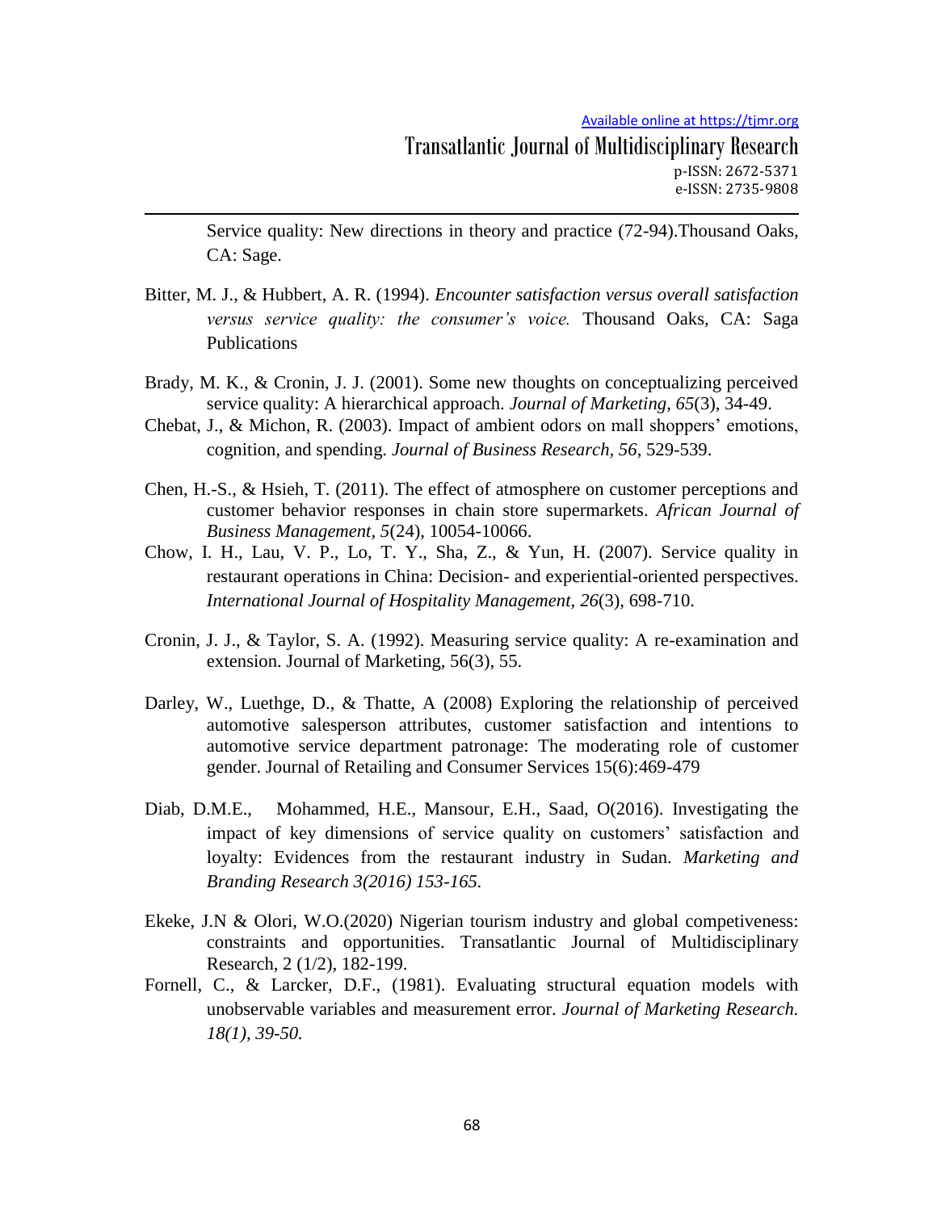Service quality: New directions in theory and practice (72-94).Thousand Oaks, CA: Sage.

Bitter, M. J., & Hubbert, A. R. (1994). *Encounter satisfaction versus overall satisfaction versus service quality: the consumer's voice.* Thousand Oaks, CA: Saga Publications

Brady, M. K., & Cronin, J. J. (2001). Some new thoughts on conceptualizing perceived service quality: A hierarchical approach. *Journal of Marketing, 65*(3), 34-49.

Chebat, J., & Michon, R. (2003). Impact of ambient odors on mall shoppers' emotions, cognition, and spending. *Journal of Business Research, 56*, 529-539.

Chen, H.-S., & Hsieh, T. (2011). The effect of atmosphere on customer perceptions and customer behavior responses in chain store supermarkets. *African Journal of Business Management, 5*(24), 10054-10066.

Chow, I. H., Lau, V. P., Lo, T. Y., Sha, Z., & Yun, H. (2007). Service quality in restaurant operations in China: Decision- and experiential-oriented perspectives. *International Journal of Hospitality Management, 26*(3), 698-710.

Cronin, J. J., & Taylor, S. A. (1992). Measuring service quality: A re-examination and extension. Journal of Marketing, 56(3), 55.

Darley, W., Luethge, D., & Thatte, A (2008) Exploring the relationship of perceived automotive salesperson attributes, customer satisfaction and intentions to automotive service department patronage: The moderating role of customer gender. Journal of Retailing and Consumer Services 15(6):469-479

Diab, D.M.E., Mohammed, H.E., Mansour, E.H., Saad, O(2016). Investigating the impact of key dimensions of service quality on customers' satisfaction and loyalty: Evidences from the restaurant industry in Sudan. *Marketing and Branding Research 3(2016) 153-165.*

Ekeke, J.N & Olori, W.O.(2020) Nigerian tourism industry and global competiveness: constraints and opportunities. Transatlantic Journal of Multidisciplinary Research, 2 (1/2), 182-199.

Fornell, C., & Larcker, D.F., (1981). Evaluating structural equation models with unobservable variables and measurement error. *Journal of Marketing Research. 18(1), 39-50.*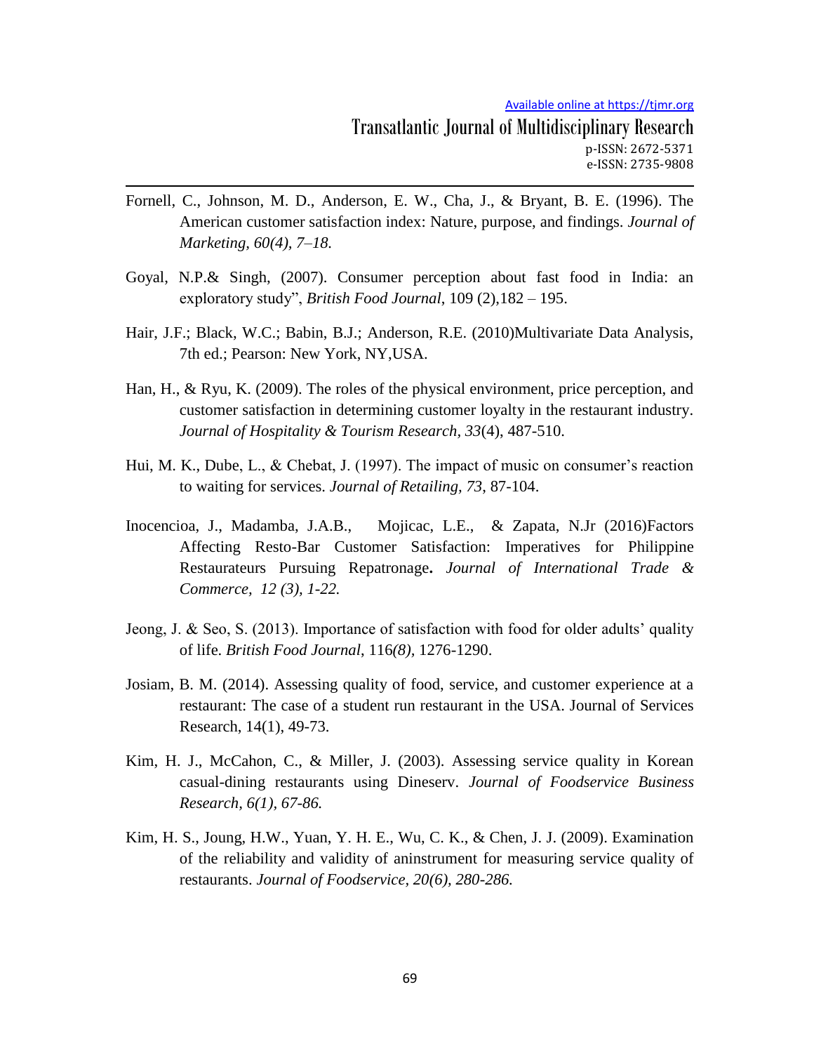Fornell, C., Johnson, M. D., Anderson, E. W., Cha, J., & Bryant, B. E. (1996). The American customer satisfaction index: Nature, purpose, and findings. *Journal of Marketing, 60(4), 7–18.*

Goyal, N.P.& Singh, (2007). Consumer perception about fast food in India: an exploratory study", *British Food Journal*, 109 (2),182 – 195.

Hair, J.F.; Black, W.C.; Babin, B.J.; Anderson, R.E. (2010)Multivariate Data Analysis, 7th ed.; Pearson: New York, NY,USA.

Han, H., & Ryu, K. (2009). The roles of the physical environment, price perception, and customer satisfaction in determining customer loyalty in the restaurant industry. *Journal of Hospitality & Tourism Research, 33*(4), 487-510.

Hui, M. K., Dube, L., & Chebat, J. (1997). The impact of music on consumer's reaction to waiting for services. *Journal of Retailing, 73*, 87-104.

Inocencioa, J., Madamba, J.A.B., Mojicac, L.E., & Zapata, N.Jr (2016)Factors Affecting Resto-Bar Customer Satisfaction: Imperatives for Philippine Restaurateurs Pursuing Repatronage**.** *Journal of International Trade & Commerce, 12 (3), 1-22.*

Jeong, J. & Seo, S. (2013). Importance of satisfaction with food for older adults' quality of life. *British Food Journal*, 116*(8),* 1276-1290.

Josiam, B. M. (2014). Assessing quality of food, service, and customer experience at a restaurant: The case of a student run restaurant in the USA. Journal of Services Research, 14(1), 49-73.

Kim, H. J., McCahon, C., & Miller, J. (2003). Assessing service quality in Korean casual-dining restaurants using Dineserv. *Journal of Foodservice Business Research, 6(1), 67-86.*

Kim, H. S., Joung, H.W., Yuan, Y. H. E., Wu, C. K., & Chen, J. J. (2009). Examination of the reliability and validity of aninstrument for measuring service quality of restaurants. *Journal of Foodservice, 20(6), 280-286.*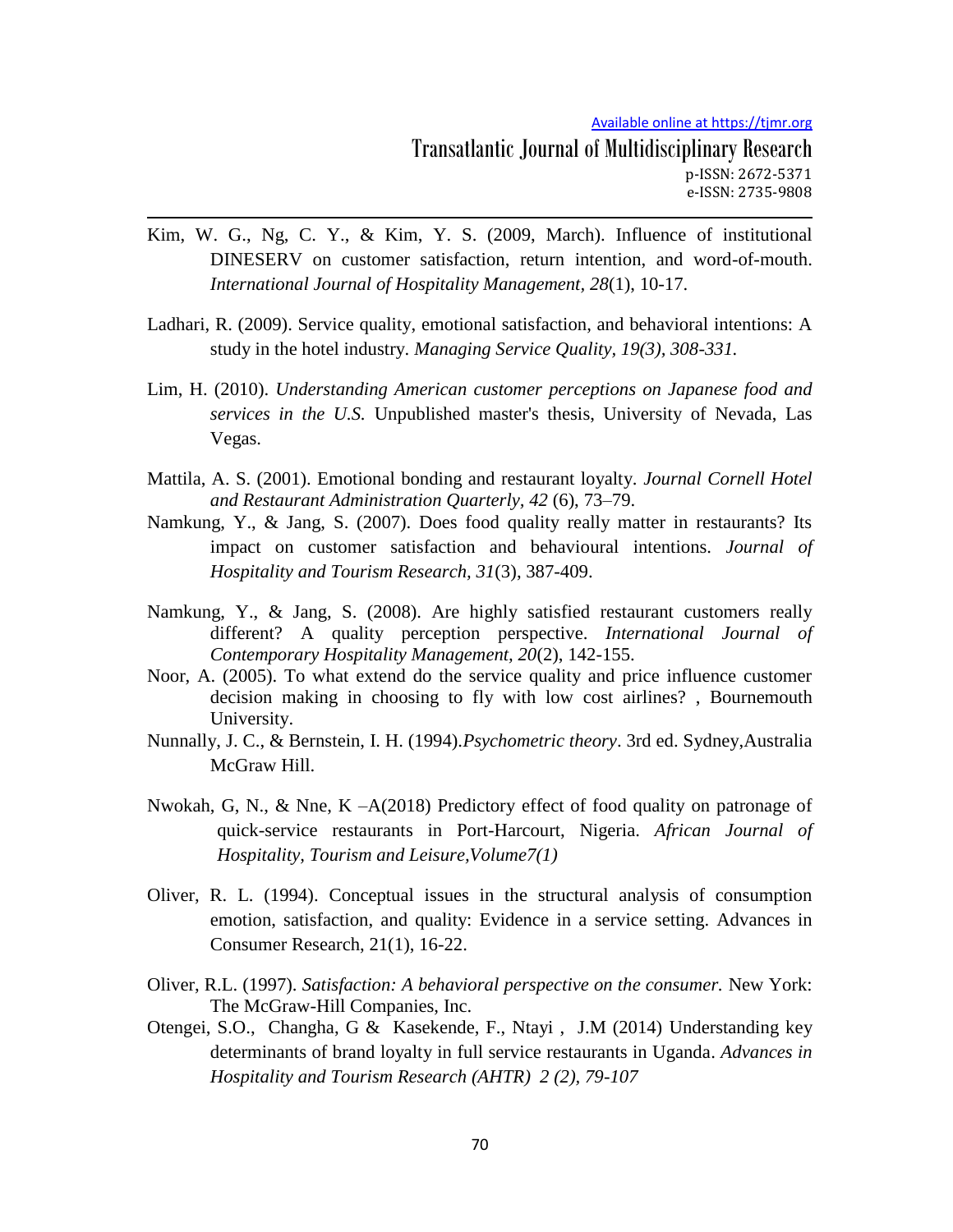Kim, W. G., Ng, C. Y., & Kim, Y. S. (2009, March). Influence of institutional DINESERV on customer satisfaction, return intention, and word-of-mouth. *International Journal of Hospitality Management, 28*(1), 10-17.

Ladhari, R. (2009). Service quality, emotional satisfaction, and behavioral intentions: A study in the hotel industry. *Managing Service Quality, 19(3), 308-331.*

Lim, H. (2010). *Understanding American customer perceptions on Japanese food and services in the U.S.* Unpublished master's thesis, University of Nevada, Las Vegas.

Mattila, A. S. (2001). Emotional bonding and restaurant loyalty. *Journal Cornell Hotel and Restaurant Administration Quarterly, 42* (6), 73–79.

Namkung, Y., & Jang, S. (2007). Does food quality really matter in restaurants? Its impact on customer satisfaction and behavioural intentions. *Journal of Hospitality and Tourism Research, 31*(3), 387-409.

Namkung, Y., & Jang, S. (2008). Are highly satisfied restaurant customers really different? A quality perception perspective. *International Journal of Contemporary Hospitality Management, 20*(2), 142-155.

Noor, A. (2005). To what extend do the service quality and price influence customer decision making in choosing to fly with low cost airlines? , Bournemouth University.

Nunnally, J. C., & Bernstein, I. H. (1994).*Psychometric theory*. 3rd ed. Sydney,Australia McGraw Hill.

Nwokah, G, N., & Nne, K –A(2018) Predictory effect of food quality on patronage of quick-service restaurants in Port-Harcourt, Nigeria. *African Journal of Hospitality, Tourism and Leisure,Volume7(1)*

Oliver, R. L. (1994). Conceptual issues in the structural analysis of consumption emotion, satisfaction, and quality: Evidence in a service setting. Advances in Consumer Research, 21(1), 16-22.

Oliver, R.L. (1997). *Satisfaction: A behavioral perspective on the consumer.* New York: The McGraw-Hill Companies, Inc.

Otengei, S.O., Changha, G & Kasekende, F., Ntayi , J.M (2014) Understanding key determinants of brand loyalty in full service restaurants in Uganda. *Advances in Hospitality and Tourism Research (AHTR) 2 (2), 79-107*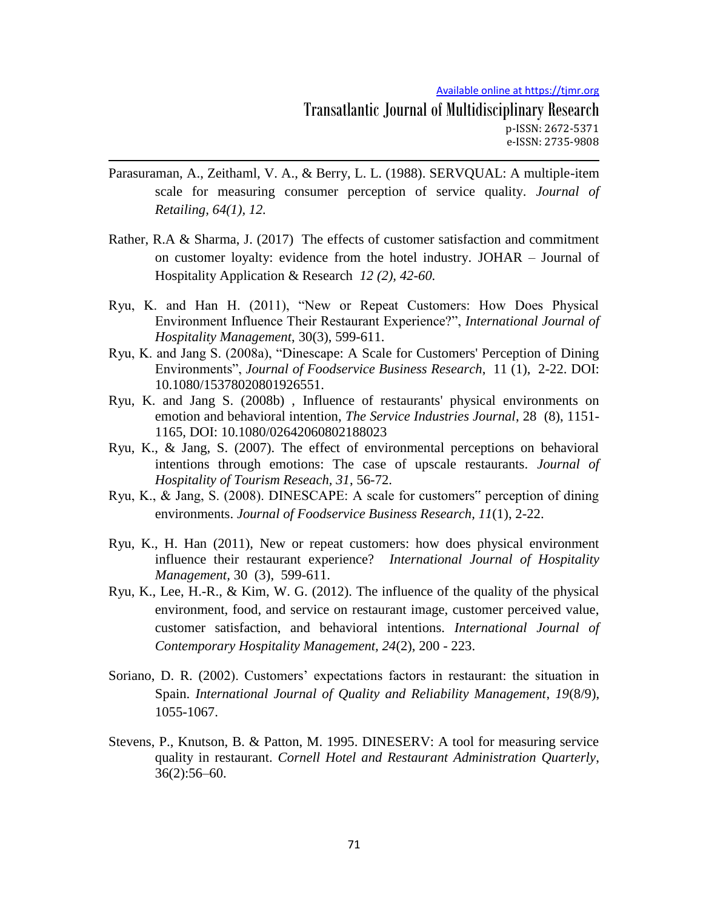Parasuraman, A., Zeithaml, V. A., & Berry, L. L. (1988). SERVQUAL: A multiple-item scale for measuring consumer perception of service quality. *Journal of Retailing, 64(1), 12.*

Rather, R.A & Sharma, J. (2017) The effects of customer satisfaction and commitment on customer loyalty: evidence from the hotel industry. JOHAR – Journal of Hospitality Application & Research *12 (2), 42-60.*

Ryu, K. and Han H. (2011), "New or Repeat Customers: How Does Physical Environment Influence Their Restaurant Experience?", *International Journal of Hospitality Management*, 30(3), 599-611.

Ryu, K. and Jang S. (2008a), "Dinescape: A Scale for Customers' Perception of Dining Environments", *Journal of Foodservice Business Research*, 11 (1), 2-22. DOI: 10.1080/15378020801926551.

Ryu, K. and Jang S. (2008b) , Influence of restaurants' physical environments on emotion and behavioral intention, *The Service Industries Journal*, 28 (8), 1151-1165, DOI: 10.1080/02642060802188023

Ryu, K., & Jang, S. (2007). The effect of environmental perceptions on behavioral intentions through emotions: The case of upscale restaurants. *Journal of Hospitality of Tourism Reseach, 31*, 56-72.

Ryu, K., & Jang, S. (2008). DINESCAPE: A scale for customers" perception of dining environments. *Journal of Foodservice Business Research, 11*(1), 2-22.

Ryu, K., H. Han (2011), New or repeat customers: how does physical environment influence their restaurant experience? *International Journal of Hospitality Management*, 30 (3), 599-611.

Ryu, K., Lee, H.-R., & Kim, W. G. (2012). The influence of the quality of the physical environment, food, and service on restaurant image, customer perceived value, customer satisfaction, and behavioral intentions. *International Journal of Contemporary Hospitality Management, 24*(2), 200 - 223.

Soriano, D. R. (2002). Customers' expectations factors in restaurant: the situation in Spain. *International Journal of Quality and Reliability Management*, *19*(8/9), 1055-1067.

Stevens, P., Knutson, B. & Patton, M. 1995. DINESERV: A tool for measuring service quality in restaurant. *Cornell Hotel and Restaurant Administration Quarterly*, 36(2):56–60.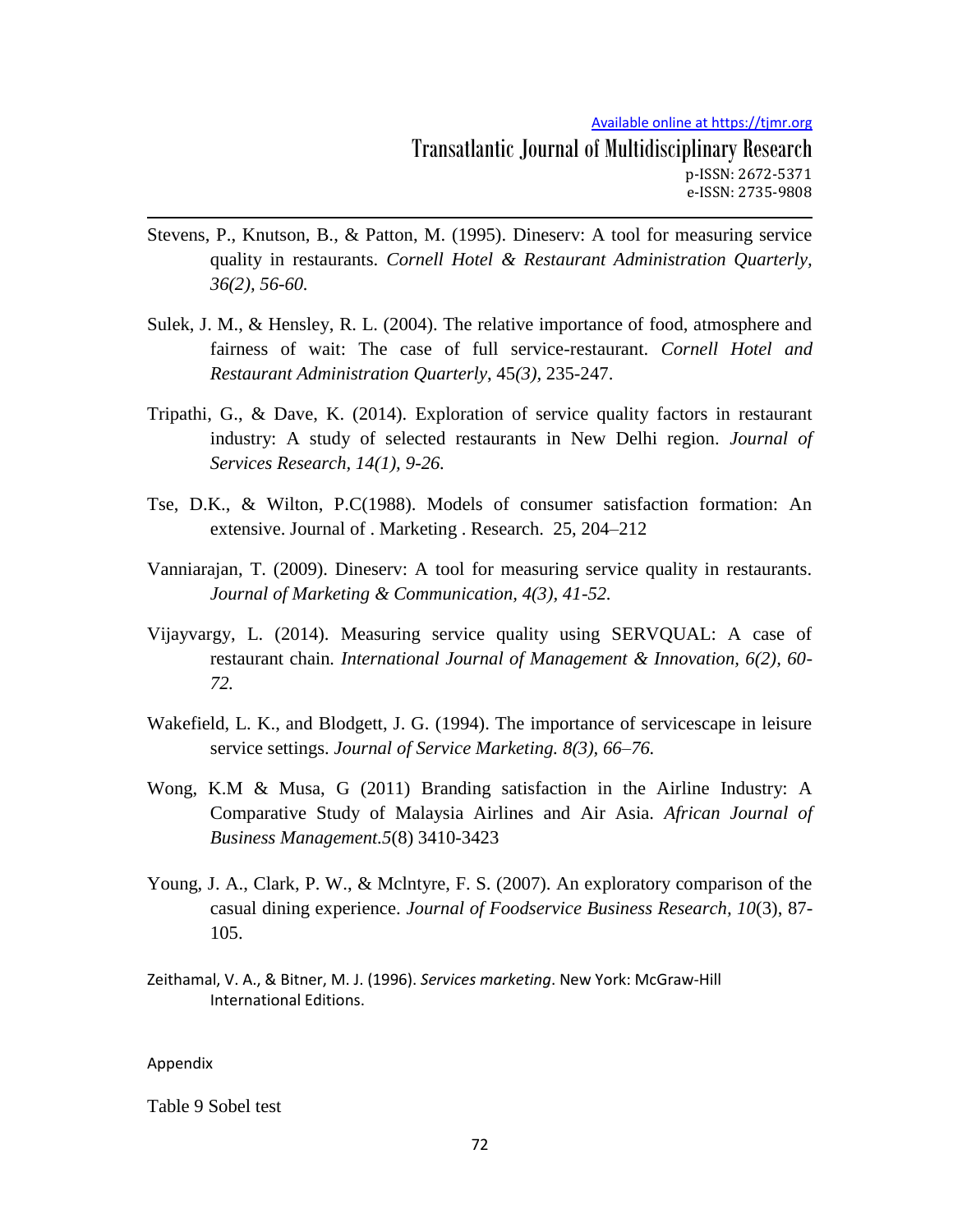Stevens, P., Knutson, B., & Patton, M. (1995). Dineserv: A tool for measuring service quality in restaurants. *Cornell Hotel & Restaurant Administration Quarterly, 36(2), 56-60.*

Sulek, J. M., & Hensley, R. L. (2004). The relative importance of food, atmosphere and fairness of wait: The case of full service-restaurant. *Cornell Hotel and Restaurant Administration Quarterly*, 45*(3),* 235-247.

Tripathi, G., & Dave, K. (2014). Exploration of service quality factors in restaurant industry: A study of selected restaurants in New Delhi region. *Journal of Services Research, 14(1), 9-26.*

Tse, D.K., & Wilton, P.C(1988). Models of consumer satisfaction formation: An extensive. Journal of . Marketing . Research. 25, 204–212

Vanniarajan, T. (2009). Dineserv: A tool for measuring service quality in restaurants. *Journal of Marketing & Communication, 4(3), 41-52.*

Vijayvargy, L. (2014). Measuring service quality using SERVQUAL: A case of restaurant chain. *International Journal of Management & Innovation, 6(2), 60-72.*

Wakefield, L. K., and Blodgett, J. G. (1994). The importance of servicescape in leisure service settings. *Journal of Service Marketing. 8(3), 66–76.*

Wong, K.M & Musa, G (2011) Branding satisfaction in the Airline Industry: A Comparative Study of Malaysia Airlines and Air Asia. *African Journal of Business Management.5*(8) 3410-3423

Young, J. A., Clark, P. W., & Mclntyre, F. S. (2007). An exploratory comparison of the casual dining experience. *Journal of Foodservice Business Research, 10*(3), 87-105.

Zeithamal, V. A., & Bitner, M. J. (1996). *Services marketing*. New York: McGraw-Hill International Editions.

Appendix

Table 9 Sobel test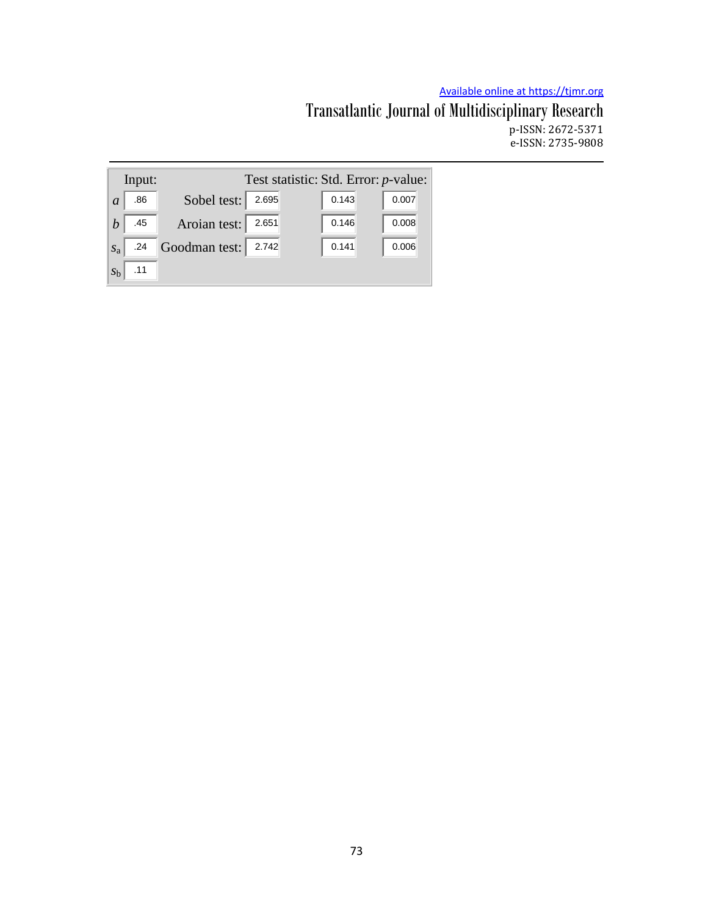| Input: | | | Test statistic: | Std. Error: | *p*-value: |
|---|---|---|---|---|---|
| $a$ | .86 | Sobel test: | 2.695 | 0.143 | 0.007 |
| $b$ | .45 | Aroian test: | 2.651 | 0.146 | 0.008 |
| $s_a$ | .24 | Goodman test: | 2.742 | 0.141 | 0.006 |
| $s_b$ | .11 | | | | |